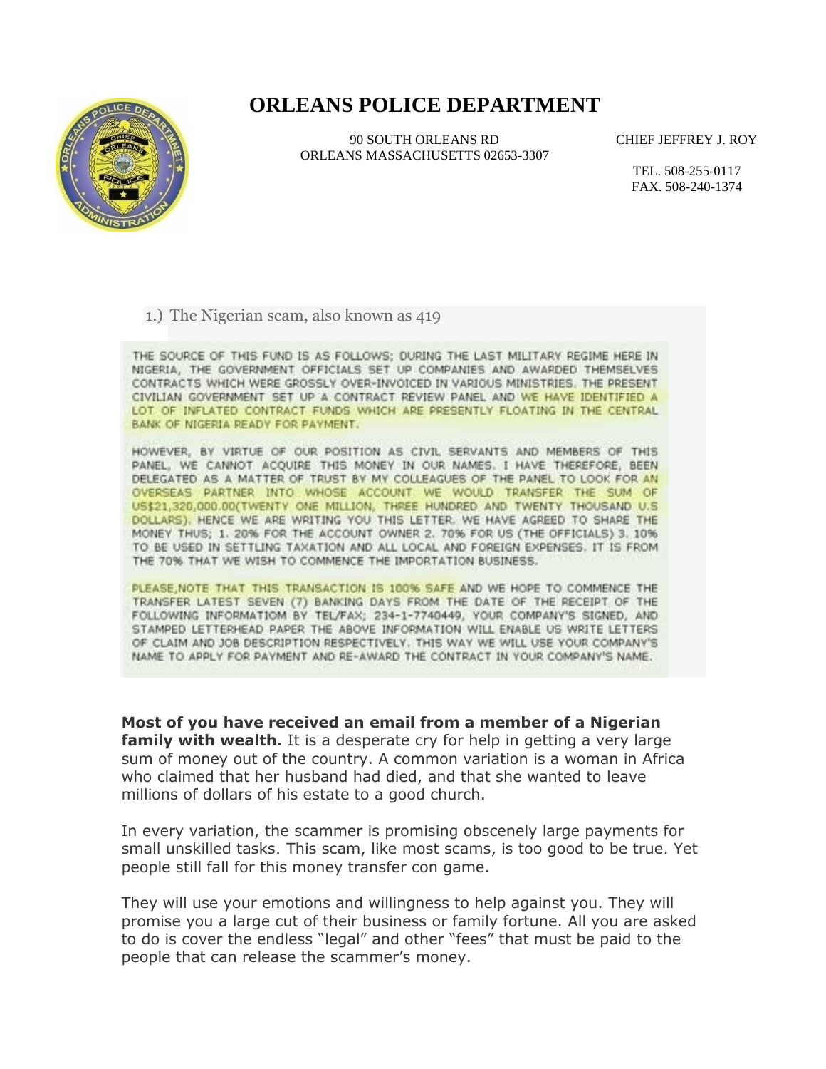# ORLEANS POLICE DEPARTMENT

90 SOUTH ORLEANS RD
ORLEANS MASSACHUSETTS 02653-3307

CHIEF JEFFREY J. ROY

TEL. 508-255-0117
FAX. 508-240-1374

1.) The Nigerian scam, also known as 419

THE SOURCE OF THIS FUND IS AS FOLLOWS; DURING THE LAST MILITARY REGIME HERE IN NIGERIA, THE GOVERNMENT OFFICIALS SET UP COMPANIES AND AWARDED THEMSELVES CONTRACTS WHICH WERE GROSSLY OVER-INVOICED IN VARIOUS MINISTRIES. THE PRESENT CIVILIAN GOVERNMENT SET UP A CONTRACT REVIEW PANEL AND WE HAVE IDENTIFIED A LOT OF INFLATED CONTRACT FUNDS WHICH ARE PRESENTLY FLOATING IN THE CENTRAL BANK OF NIGERIA READY FOR PAYMENT.

HOWEVER, BY VIRTUE OF OUR POSITION AS CIVIL SERVANTS AND MEMBERS OF THIS PANEL, WE CANNOT ACQUIRE THIS MONEY IN OUR NAMES. I HAVE THEREFORE, BEEN DELEGATED AS A MATTER OF TRUST BY MY COLLEAGUES OF THE PANEL TO LOOK FOR AN OVERSEAS PARTNER INTO WHOSE ACCOUNT WE WOULD TRANSFER THE SUM OF US$21,320,000.00(TWENTY ONE MILLION, THREE HUNDRED AND TWENTY THOUSAND U.S DOLLARS). HENCE WE ARE WRITING YOU THIS LETTER. WE HAVE AGREED TO SHARE THE MONEY THUS; 1. 20% FOR THE ACCOUNT OWNER 2. 70% FOR US (THE OFFICIALS) 3. 10% TO BE USED IN SETTLING TAXATION AND ALL LOCAL AND FOREIGN EXPENSES. IT IS FROM THE 70% THAT WE WISH TO COMMENCE THE IMPORTATION BUSINESS.

PLEASE,NOTE THAT THIS TRANSACTION IS 100% SAFE AND WE HOPE TO COMMENCE THE TRANSFER LATEST SEVEN (7) BANKING DAYS FROM THE DATE OF THE RECEIPT OF THE FOLLOWING INFORMATIOM BY TEL/FAX; 234-1-7740449, YOUR COMPANY'S SIGNED, AND STAMPED LETTERHEAD PAPER THE ABOVE INFORMATION WILL ENABLE US WRITE LETTERS OF CLAIM AND JOB DESCRIPTION RESPECTIVELY. THIS WAY WE WILL USE YOUR COMPANY'S NAME TO APPLY FOR PAYMENT AND RE-AWARD THE CONTRACT IN YOUR COMPANY'S NAME.

**Most of you have received an email from a member of a Nigerian family with wealth.** It is a desperate cry for help in getting a very large sum of money out of the country. A common variation is a woman in Africa who claimed that her husband had died, and that she wanted to leave millions of dollars of his estate to a good church.

In every variation, the scammer is promising obscenely large payments for small unskilled tasks. This scam, like most scams, is too good to be true. Yet people still fall for this money transfer con game.

They will use your emotions and willingness to help against you. They will promise you a large cut of their business or family fortune. All you are asked to do is cover the endless "legal" and other "fees" that must be paid to the people that can release the scammer's money.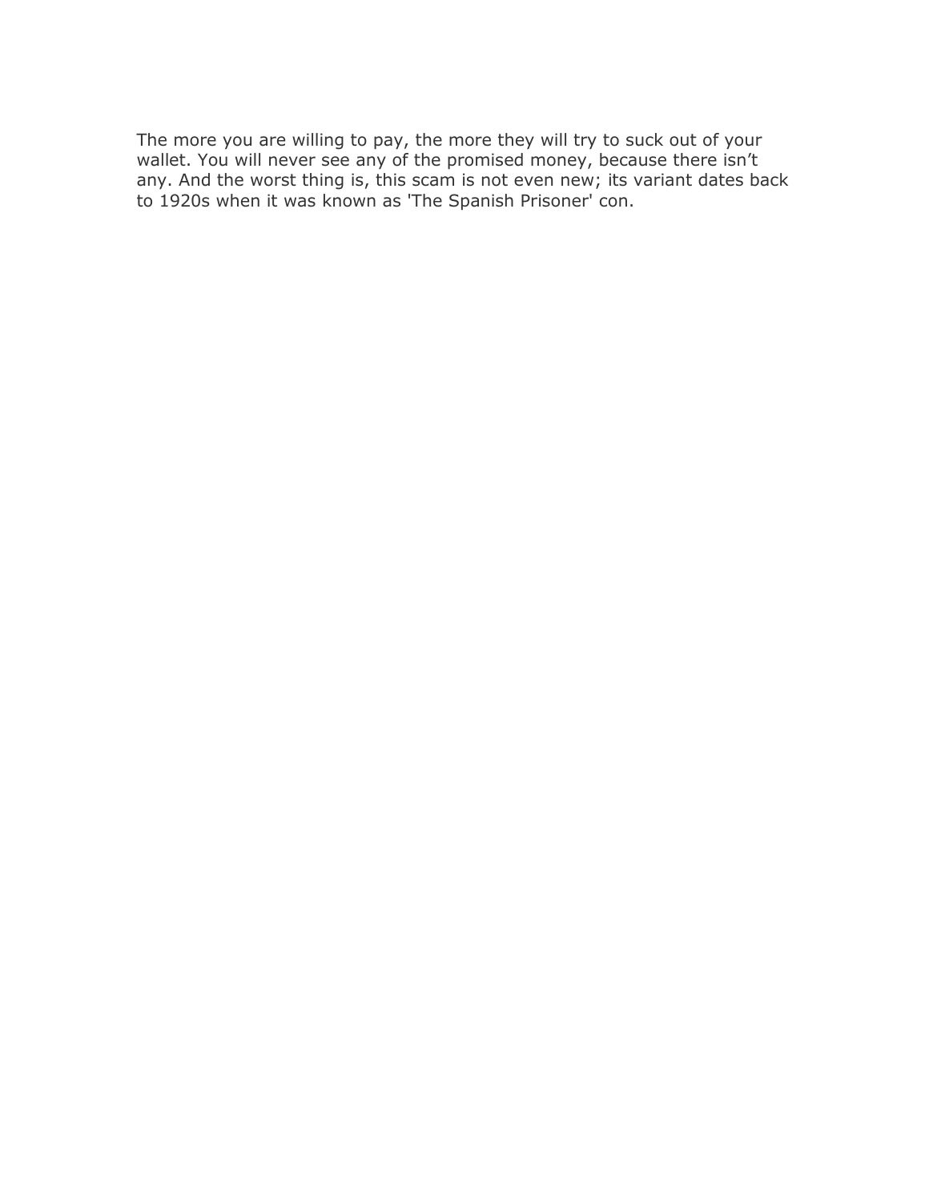The more you are willing to pay, the more they will try to suck out of your wallet. You will never see any of the promised money, because there isn't any. And the worst thing is, this scam is not even new; its variant dates back to 1920s when it was known as 'The Spanish Prisoner' con.